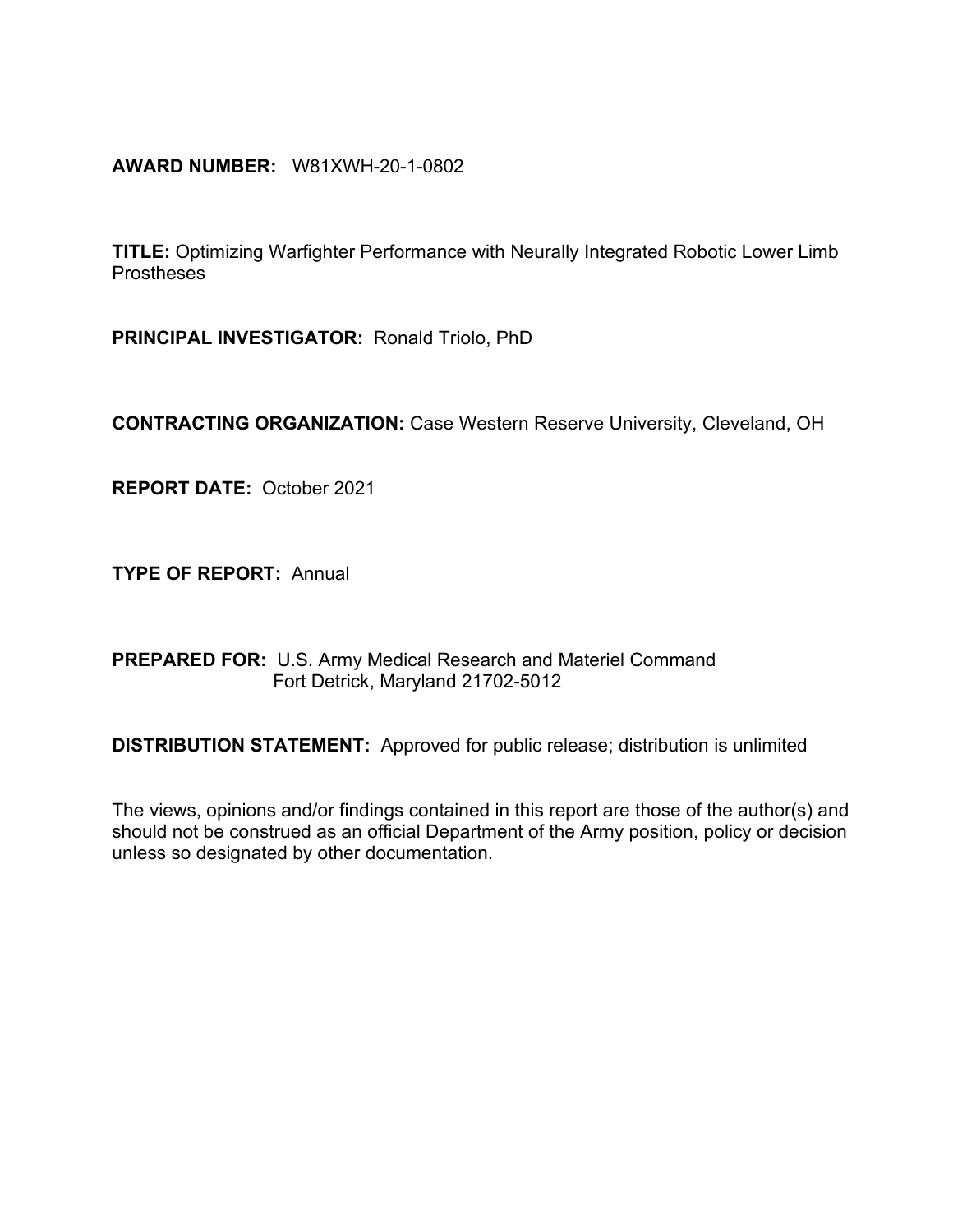**AWARD NUMBER:** W81XWH-20-1-0802

**TITLE:** Optimizing Warfighter Performance with Neurally Integrated Robotic Lower Limb Prostheses

**PRINCIPAL INVESTIGATOR:** Ronald Triolo, PhD

**CONTRACTING ORGANIZATION:** Case Western Reserve University, Cleveland, OH

**REPORT DATE:** October 2021

**TYPE OF REPORT:** Annual

**PREPARED FOR:** U.S. Army Medical Research and Materiel Command
Fort Detrick, Maryland 21702-5012

**DISTRIBUTION STATEMENT:** Approved for public release; distribution is unlimited

The views, opinions and/or findings contained in this report are those of the author(s) and should not be construed as an official Department of the Army position, policy or decision unless so designated by other documentation.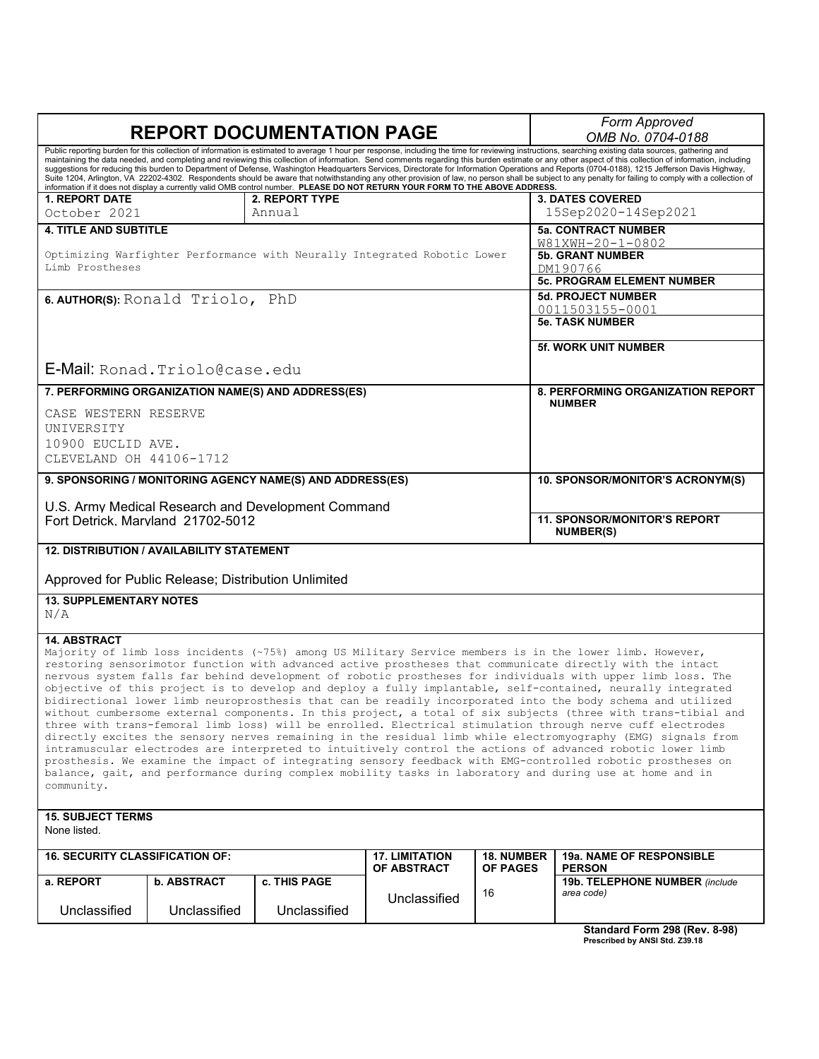# REPORT DOCUMENTATION PAGE

*Form Approved*
*OMB No. 0704-0188*

Public reporting burden for this collection of information is estimated to average 1 hour per response, including the time for reviewing instructions, searching existing data sources, gathering and maintaining the data needed, and completing and reviewing this collection of information. Send comments regarding this burden estimate or any other aspect of this collection of information, including suggestions for reducing this burden to Department of Defense, Washington Headquarters Services, Directorate for Information Operations and Reports (0704-0188), 1215 Jefferson Davis Highway, Suite 1204, Arlington, VA 22202-4302. Respondents should be aware that notwithstanding any other provision of law, no person shall be subject to any penalty for failing to comply with a collection of information if it does not display a currently valid OMB control number. **PLEASE DO NOT RETURN YOUR FORM TO THE ABOVE ADDRESS.**

| 1. REPORT DATE | 2. REPORT TYPE | 3. DATES COVERED |
|---|---|---|
| October 2021 | Annual | 15Sep2020-14Sep2021 |

**4. TITLE AND SUBTITLE**

Optimizing Warfighter Performance with Neurally Integrated Robotic Lower Limb Prostheses

**5a. CONTRACT NUMBER** W81XWH-20-1-0802

**5b. GRANT NUMBER** DM190766

**5c. PROGRAM ELEMENT NUMBER**

**6. AUTHOR(S):** Ronald Triolo, PhD

E-Mail: Ronad.Triolo@case.edu

**5d. PROJECT NUMBER** 0011503155-0001

**5e. TASK NUMBER**

**5f. WORK UNIT NUMBER**

**7. PERFORMING ORGANIZATION NAME(S) AND ADDRESS(ES)**

CASE WESTERN RESERVE UNIVERSITY
10900 EUCLID AVE.
CLEVELAND OH 44106-1712

**8. PERFORMING ORGANIZATION REPORT NUMBER**

**9. SPONSORING / MONITORING AGENCY NAME(S) AND ADDRESS(ES)**

U.S. Army Medical Research and Development Command
Fort Detrick, Maryland 21702-5012

**10. SPONSOR/MONITOR'S ACRONYM(S)**

**11. SPONSOR/MONITOR'S REPORT NUMBER(S)**

**12. DISTRIBUTION / AVAILABILITY STATEMENT**

Approved for Public Release; Distribution Unlimited

**13. SUPPLEMENTARY NOTES**

N/A

**14. ABSTRACT**

Majority of limb loss incidents (~75%) among US Military Service members is in the lower limb. However, restoring sensorimotor function with advanced active prostheses that communicate directly with the intact nervous system falls far behind development of robotic prostheses for individuals with upper limb loss. The objective of this project is to develop and deploy a fully implantable, self-contained, neurally integrated bidirectional lower limb neuroprosthesis that can be readily incorporated into the body schema and utilized without cumbersome external components. In this project, a total of six subjects (three with trans-tibial and three with trans-femoral limb loss) will be enrolled. Electrical stimulation through nerve cuff electrodes directly excites the sensory nerves remaining in the residual limb while electromyography (EMG) signals from intramuscular electrodes are interpreted to intuitively control the actions of advanced robotic lower limb prosthesis. We examine the impact of integrating sensory feedback with EMG-controlled robotic prostheses on balance, gait, and performance during complex mobility tasks in laboratory and during use at home and in community.

**15. SUBJECT TERMS**

None listed.

| 16. SECURITY CLASSIFICATION OF: | | | 17. LIMITATION OF ABSTRACT | 18. NUMBER OF PAGES | 19a. NAME OF RESPONSIBLE PERSON |
|---|---|---|---|---|---|
| a. REPORT | b. ABSTRACT | c. THIS PAGE | | | 19b. TELEPHONE NUMBER *(include area code)* |
| Unclassified | Unclassified | Unclassified | Unclassified | 16 | |

**Standard Form 298 (Rev. 8-98)**
**Prescribed by ANSI Std. Z39.18**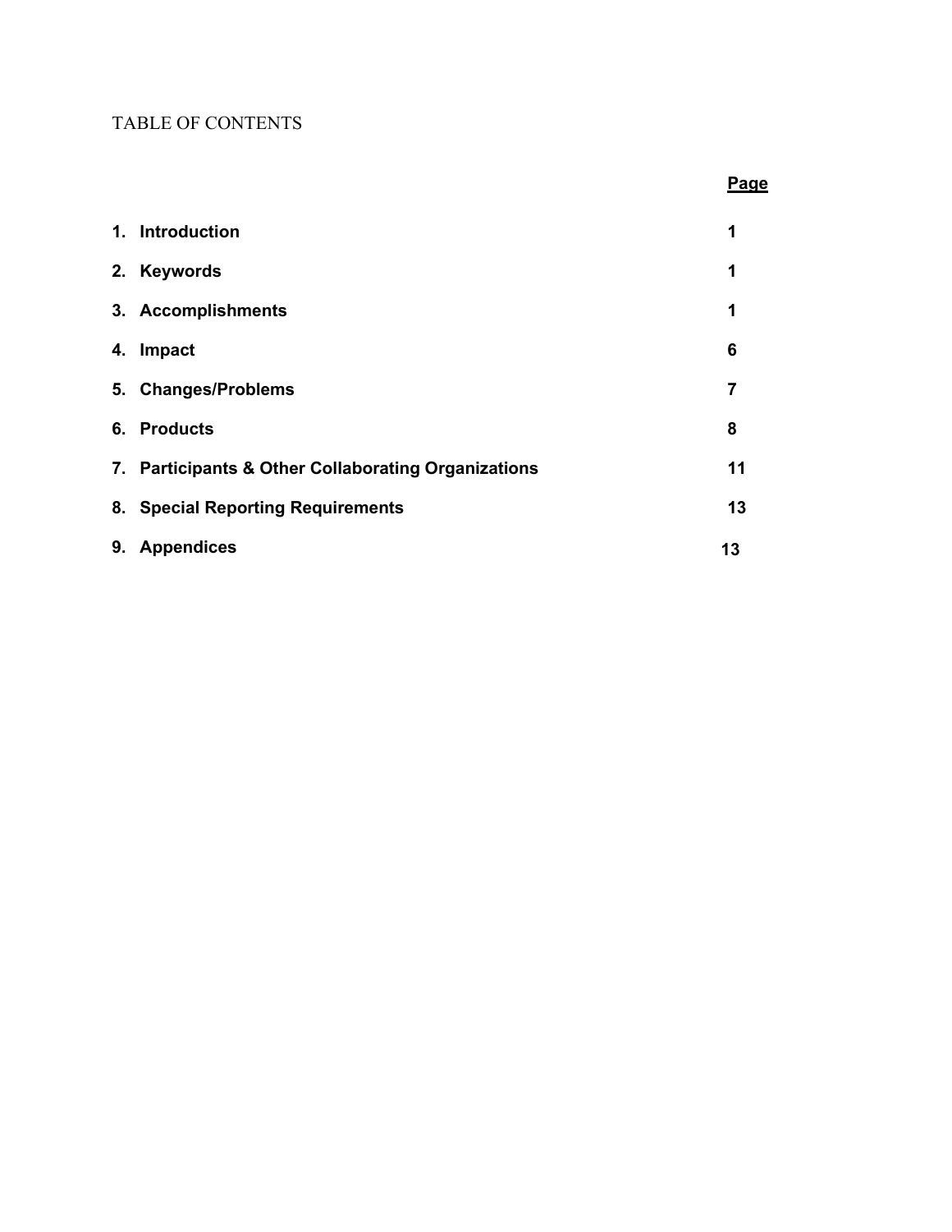TABLE OF CONTENTS

| | | Page |
|---|---|---|
| 1. | **Introduction** | **1** |
| 2. | **Keywords** | **1** |
| 3. | **Accomplishments** | **1** |
| 4. | **Impact** | **6** |
| 5. | **Changes/Problems** | **7** |
| 6. | **Products** | **8** |
| 7. | **Participants & Other Collaborating Organizations** | **11** |
| 8. | **Special Reporting Requirements** | **13** |
| 9. | **Appendices** | **13** |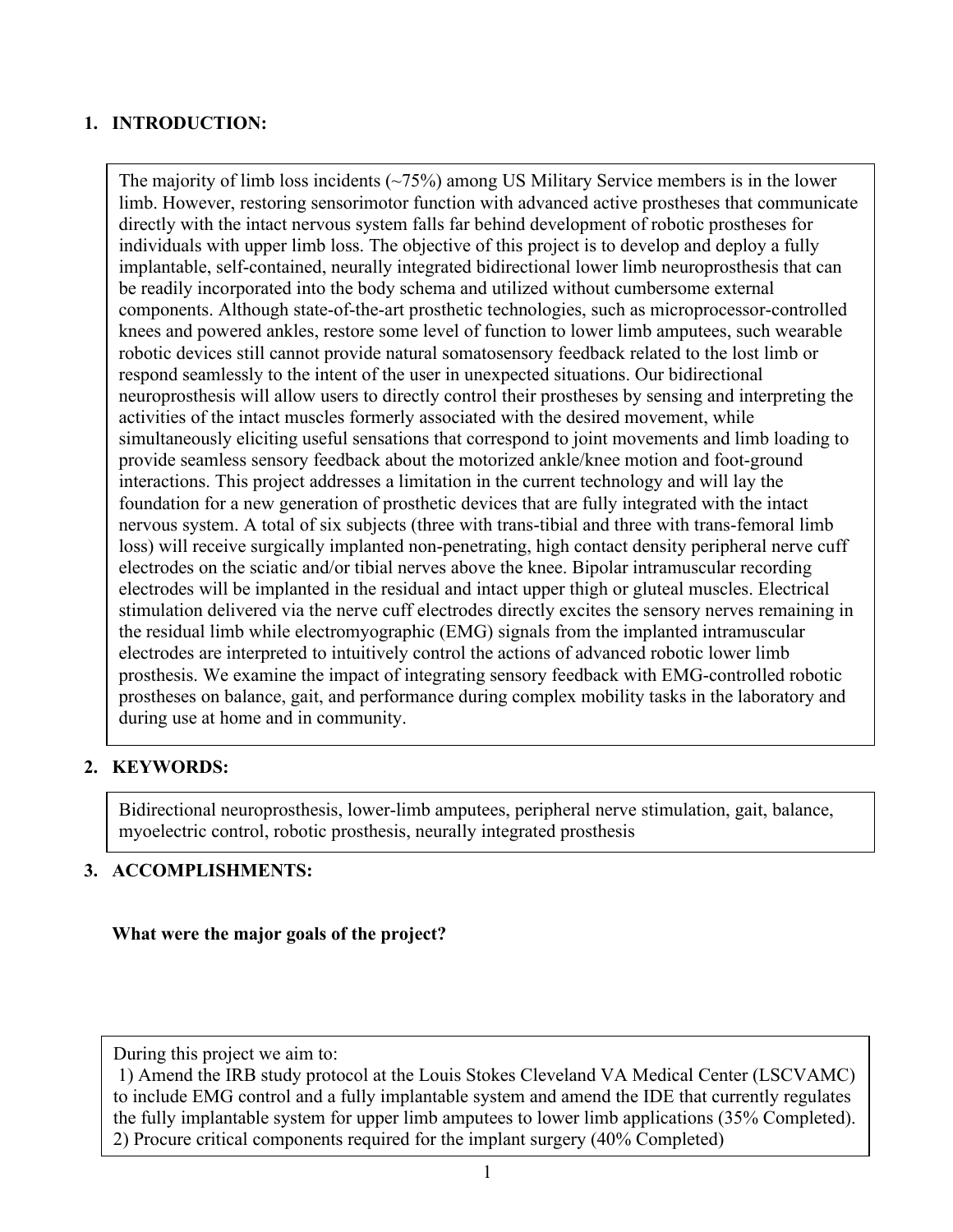## 1. INTRODUCTION:

The majority of limb loss incidents (~75%) among US Military Service members is in the lower limb. However, restoring sensorimotor function with advanced active prostheses that communicate directly with the intact nervous system falls far behind development of robotic prostheses for individuals with upper limb loss. The objective of this project is to develop and deploy a fully implantable, self-contained, neurally integrated bidirectional lower limb neuroprosthesis that can be readily incorporated into the body schema and utilized without cumbersome external components. Although state-of-the-art prosthetic technologies, such as microprocessor-controlled knees and powered ankles, restore some level of function to lower limb amputees, such wearable robotic devices still cannot provide natural somatosensory feedback related to the lost limb or respond seamlessly to the intent of the user in unexpected situations. Our bidirectional neuroprosthesis will allow users to directly control their prostheses by sensing and interpreting the activities of the intact muscles formerly associated with the desired movement, while simultaneously eliciting useful sensations that correspond to joint movements and limb loading to provide seamless sensory feedback about the motorized ankle/knee motion and foot-ground interactions. This project addresses a limitation in the current technology and will lay the foundation for a new generation of prosthetic devices that are fully integrated with the intact nervous system. A total of six subjects (three with trans-tibial and three with trans-femoral limb loss) will receive surgically implanted non-penetrating, high contact density peripheral nerve cuff electrodes on the sciatic and/or tibial nerves above the knee. Bipolar intramuscular recording electrodes will be implanted in the residual and intact upper thigh or gluteal muscles. Electrical stimulation delivered via the nerve cuff electrodes directly excites the sensory nerves remaining in the residual limb while electromyographic (EMG) signals from the implanted intramuscular electrodes are interpreted to intuitively control the actions of advanced robotic lower limb prosthesis. We examine the impact of integrating sensory feedback with EMG-controlled robotic prostheses on balance, gait, and performance during complex mobility tasks in the laboratory and during use at home and in community.

## 2. KEYWORDS:

Bidirectional neuroprosthesis, lower-limb amputees, peripheral nerve stimulation, gait, balance, myoelectric control, robotic prosthesis, neurally integrated prosthesis

## 3. ACCOMPLISHMENTS:

**What were the major goals of the project?**

During this project we aim to:

1) Amend the IRB study protocol at the Louis Stokes Cleveland VA Medical Center (LSCVAMC) to include EMG control and a fully implantable system and amend the IDE that currently regulates the fully implantable system for upper limb amputees to lower limb applications (35% Completed).
2) Procure critical components required for the implant surgery (40% Completed)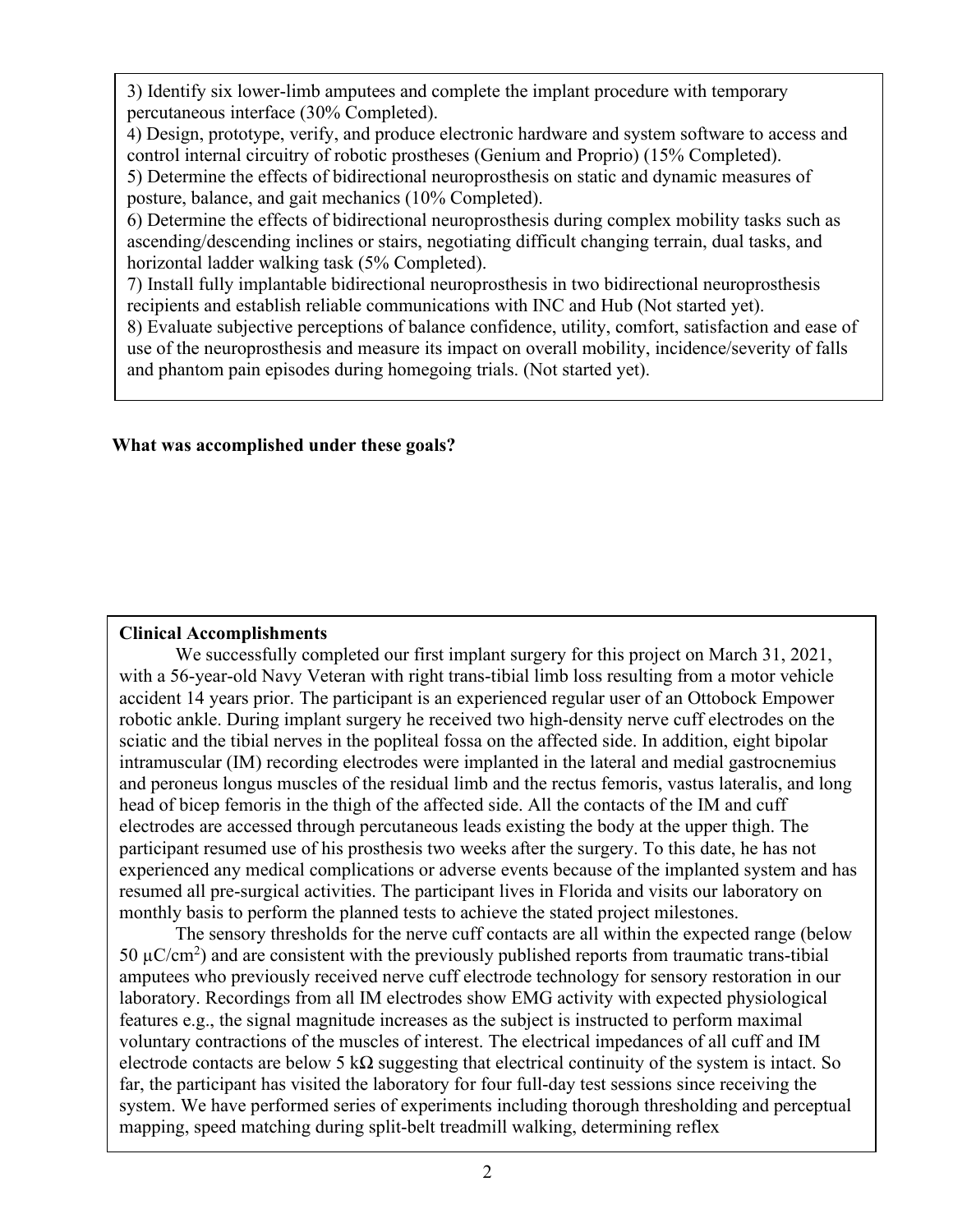3) Identify six lower-limb amputees and complete the implant procedure with temporary percutaneous interface (30% Completed).
4) Design, prototype, verify, and produce electronic hardware and system software to access and control internal circuitry of robotic prostheses (Genium and Proprio) (15% Completed).
5) Determine the effects of bidirectional neuroprosthesis on static and dynamic measures of posture, balance, and gait mechanics (10% Completed).
6) Determine the effects of bidirectional neuroprosthesis during complex mobility tasks such as ascending/descending inclines or stairs, negotiating difficult changing terrain, dual tasks, and horizontal ladder walking task (5% Completed).
7) Install fully implantable bidirectional neuroprosthesis in two bidirectional neuroprosthesis recipients and establish reliable communications with INC and Hub (Not started yet).
8) Evaluate subjective perceptions of balance confidence, utility, comfort, satisfaction and ease of use of the neuroprosthesis and measure its impact on overall mobility, incidence/severity of falls and phantom pain episodes during homegoing trials. (Not started yet).

**What was accomplished under these goals?**

**Clinical Accomplishments**

We successfully completed our first implant surgery for this project on March 31, 2021, with a 56-year-old Navy Veteran with right trans-tibial limb loss resulting from a motor vehicle accident 14 years prior. The participant is an experienced regular user of an Ottobock Empower robotic ankle. During implant surgery he received two high-density nerve cuff electrodes on the sciatic and the tibial nerves in the popliteal fossa on the affected side. In addition, eight bipolar intramuscular (IM) recording electrodes were implanted in the lateral and medial gastrocnemius and peroneus longus muscles of the residual limb and the rectus femoris, vastus lateralis, and long head of bicep femoris in the thigh of the affected side. All the contacts of the IM and cuff electrodes are accessed through percutaneous leads existing the body at the upper thigh. The participant resumed use of his prosthesis two weeks after the surgery. To this date, he has not experienced any medical complications or adverse events because of the implanted system and has resumed all pre-surgical activities. The participant lives in Florida and visits our laboratory on monthly basis to perform the planned tests to achieve the stated project milestones.

The sensory thresholds for the nerve cuff contacts are all within the expected range (below 50 $\mu C/cm^2$) and are consistent with the previously published reports from traumatic trans-tibial amputees who previously received nerve cuff electrode technology for sensory restoration in our laboratory. Recordings from all IM electrodes show EMG activity with expected physiological features e.g., the signal magnitude increases as the subject is instructed to perform maximal voluntary contractions of the muscles of interest. The electrical impedances of all cuff and IM electrode contacts are below 5 kΩ suggesting that electrical continuity of the system is intact. So far, the participant has visited the laboratory for four full-day test sessions since receiving the system. We have performed series of experiments including thorough thresholding and perceptual mapping, speed matching during split-belt treadmill walking, determining reflex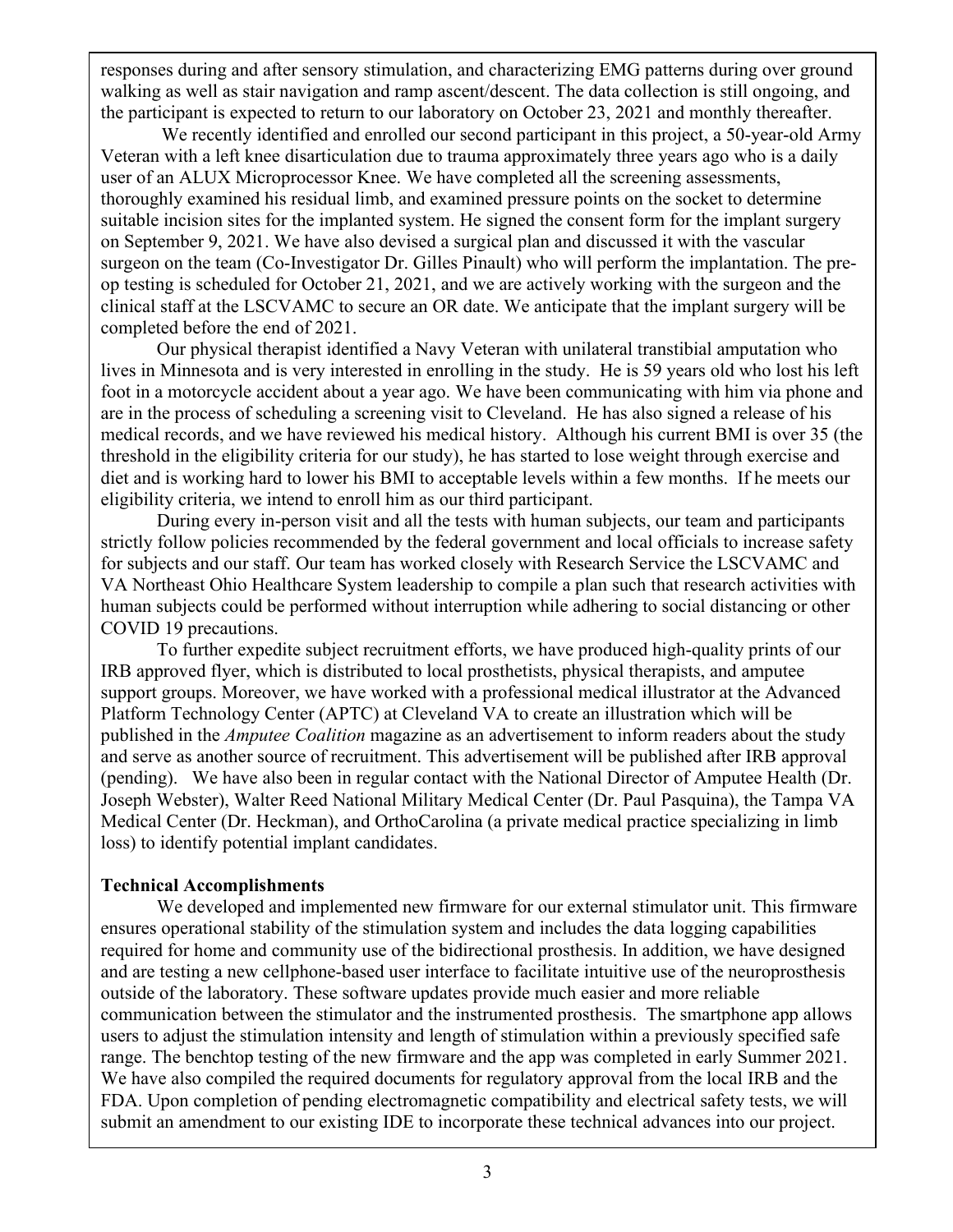responses during and after sensory stimulation, and characterizing EMG patterns during over ground walking as well as stair navigation and ramp ascent/descent. The data collection is still ongoing, and the participant is expected to return to our laboratory on October 23, 2021 and monthly thereafter.

We recently identified and enrolled our second participant in this project, a 50-year-old Army Veteran with a left knee disarticulation due to trauma approximately three years ago who is a daily user of an ALUX Microprocessor Knee. We have completed all the screening assessments, thoroughly examined his residual limb, and examined pressure points on the socket to determine suitable incision sites for the implanted system. He signed the consent form for the implant surgery on September 9, 2021. We have also devised a surgical plan and discussed it with the vascular surgeon on the team (Co-Investigator Dr. Gilles Pinault) who will perform the implantation. The pre-op testing is scheduled for October 21, 2021, and we are actively working with the surgeon and the clinical staff at the LSCVAMC to secure an OR date. We anticipate that the implant surgery will be completed before the end of 2021.

Our physical therapist identified a Navy Veteran with unilateral transtibial amputation who lives in Minnesota and is very interested in enrolling in the study. He is 59 years old who lost his left foot in a motorcycle accident about a year ago. We have been communicating with him via phone and are in the process of scheduling a screening visit to Cleveland. He has also signed a release of his medical records, and we have reviewed his medical history. Although his current BMI is over 35 (the threshold in the eligibility criteria for our study), he has started to lose weight through exercise and diet and is working hard to lower his BMI to acceptable levels within a few months. If he meets our eligibility criteria, we intend to enroll him as our third participant.

During every in-person visit and all the tests with human subjects, our team and participants strictly follow policies recommended by the federal government and local officials to increase safety for subjects and our staff. Our team has worked closely with Research Service the LSCVAMC and VA Northeast Ohio Healthcare System leadership to compile a plan such that research activities with human subjects could be performed without interruption while adhering to social distancing or other COVID 19 precautions.

To further expedite subject recruitment efforts, we have produced high-quality prints of our IRB approved flyer, which is distributed to local prosthetists, physical therapists, and amputee support groups. Moreover, we have worked with a professional medical illustrator at the Advanced Platform Technology Center (APTC) at Cleveland VA to create an illustration which will be published in the *Amputee Coalition* magazine as an advertisement to inform readers about the study and serve as another source of recruitment. This advertisement will be published after IRB approval (pending). We have also been in regular contact with the National Director of Amputee Health (Dr. Joseph Webster), Walter Reed National Military Medical Center (Dr. Paul Pasquina), the Tampa VA Medical Center (Dr. Heckman), and OrthoCarolina (a private medical practice specializing in limb loss) to identify potential implant candidates.

**Technical Accomplishments**

We developed and implemented new firmware for our external stimulator unit. This firmware ensures operational stability of the stimulation system and includes the data logging capabilities required for home and community use of the bidirectional prosthesis. In addition, we have designed and are testing a new cellphone-based user interface to facilitate intuitive use of the neuroprosthesis outside of the laboratory. These software updates provide much easier and more reliable communication between the stimulator and the instrumented prosthesis. The smartphone app allows users to adjust the stimulation intensity and length of stimulation within a previously specified safe range. The benchtop testing of the new firmware and the app was completed in early Summer 2021. We have also compiled the required documents for regulatory approval from the local IRB and the FDA. Upon completion of pending electromagnetic compatibility and electrical safety tests, we will submit an amendment to our existing IDE to incorporate these technical advances into our project.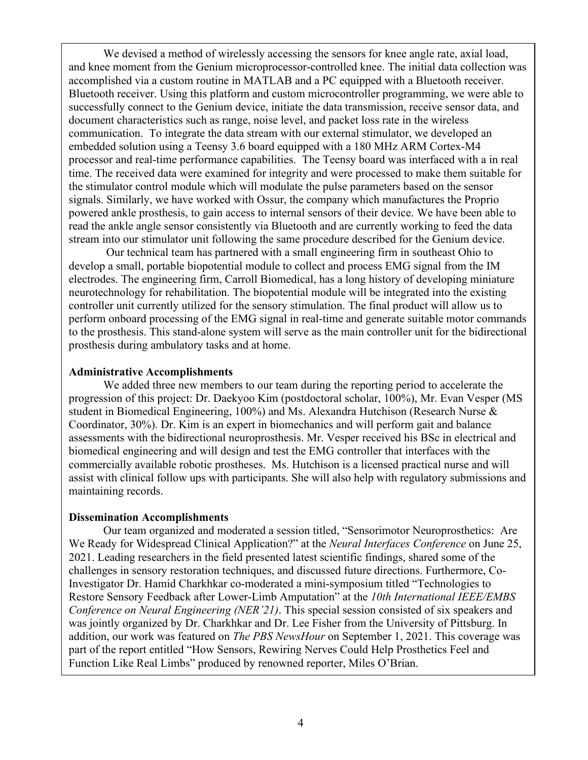We devised a method of wirelessly accessing the sensors for knee angle rate, axial load, and knee moment from the Genium microprocessor-controlled knee. The initial data collection was accomplished via a custom routine in MATLAB and a PC equipped with a Bluetooth receiver. Bluetooth receiver. Using this platform and custom microcontroller programming, we were able to successfully connect to the Genium device, initiate the data transmission, receive sensor data, and document characteristics such as range, noise level, and packet loss rate in the wireless communication. To integrate the data stream with our external stimulator, we developed an embedded solution using a Teensy 3.6 board equipped with a 180 MHz ARM Cortex-M4 processor and real-time performance capabilities. The Teensy board was interfaced with a in real time. The received data were examined for integrity and were processed to make them suitable for the stimulator control module which will modulate the pulse parameters based on the sensor signals. Similarly, we have worked with Ossur, the company which manufactures the Proprio powered ankle prosthesis, to gain access to internal sensors of their device. We have been able to read the ankle angle sensor consistently via Bluetooth and are currently working to feed the data stream into our stimulator unit following the same procedure described for the Genium device.

Our technical team has partnered with a small engineering firm in southeast Ohio to develop a small, portable biopotential module to collect and process EMG signal from the IM electrodes. The engineering firm, Carroll Biomedical, has a long history of developing miniature neurotechnology for rehabilitation. The biopotential module will be integrated into the existing controller unit currently utilized for the sensory stimulation. The final product will allow us to perform onboard processing of the EMG signal in real-time and generate suitable motor commands to the prosthesis. This stand-alone system will serve as the main controller unit for the bidirectional prosthesis during ambulatory tasks and at home.

**Administrative Accomplishments**

We added three new members to our team during the reporting period to accelerate the progression of this project: Dr. Daekyoo Kim (postdoctoral scholar, 100%), Mr. Evan Vesper (MS student in Biomedical Engineering, 100%) and Ms. Alexandra Hutchison (Research Nurse & Coordinator, 30%). Dr. Kim is an expert in biomechanics and will perform gait and balance assessments with the bidirectional neuroprosthesis. Mr. Vesper received his BSc in electrical and biomedical engineering and will design and test the EMG controller that interfaces with the commercially available robotic prostheses. Ms. Hutchison is a licensed practical nurse and will assist with clinical follow ups with participants. She will also help with regulatory submissions and maintaining records.

**Dissemination Accomplishments**

Our team organized and moderated a session titled, "Sensorimotor Neuroprosthetics: Are We Ready for Widespread Clinical Application?" at the *Neural Interfaces Conference* on June 25, 2021. Leading researchers in the field presented latest scientific findings, shared some of the challenges in sensory restoration techniques, and discussed future directions. Furthermore, Co-Investigator Dr. Hamid Charkhkar co-moderated a mini-symposium titled "Technologies to Restore Sensory Feedback after Lower-Limb Amputation" at the *10th International IEEE/EMBS Conference on Neural Engineering (NER'21)*. This special session consisted of six speakers and was jointly organized by Dr. Charkhkar and Dr. Lee Fisher from the University of Pittsburg. In addition, our work was featured on *The PBS NewsHour* on September 1, 2021. This coverage was part of the report entitled "How Sensors, Rewiring Nerves Could Help Prosthetics Feel and Function Like Real Limbs" produced by renowned reporter, Miles O'Brian.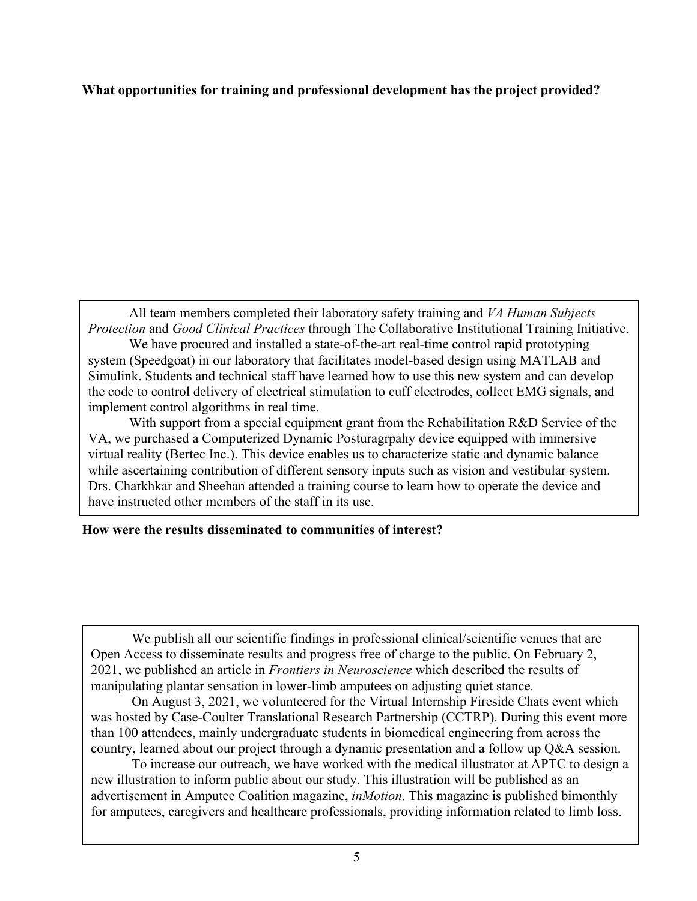**What opportunities for training and professional development has the project provided?**

All team members completed their laboratory safety training and *VA Human Subjects Protection* and *Good Clinical Practices* through The Collaborative Institutional Training Initiative.

We have procured and installed a state-of-the-art real-time control rapid prototyping system (Speedgoat) in our laboratory that facilitates model-based design using MATLAB and Simulink. Students and technical staff have learned how to use this new system and can develop the code to control delivery of electrical stimulation to cuff electrodes, collect EMG signals, and implement control algorithms in real time.

With support from a special equipment grant from the Rehabilitation R&D Service of the VA, we purchased a Computerized Dynamic Posturagrpahy device equipped with immersive virtual reality (Bertec Inc.). This device enables us to characterize static and dynamic balance while ascertaining contribution of different sensory inputs such as vision and vestibular system. Drs. Charkhkar and Sheehan attended a training course to learn how to operate the device and have instructed other members of the staff in its use.

**How were the results disseminated to communities of interest?**

We publish all our scientific findings in professional clinical/scientific venues that are Open Access to disseminate results and progress free of charge to the public. On February 2, 2021, we published an article in *Frontiers in Neuroscience* which described the results of manipulating plantar sensation in lower-limb amputees on adjusting quiet stance.

On August 3, 2021, we volunteered for the Virtual Internship Fireside Chats event which was hosted by Case-Coulter Translational Research Partnership (CCTRP). During this event more than 100 attendees, mainly undergraduate students in biomedical engineering from across the country, learned about our project through a dynamic presentation and a follow up Q&A session.

To increase our outreach, we have worked with the medical illustrator at APTC to design a new illustration to inform public about our study. This illustration will be published as an advertisement in Amputee Coalition magazine, *inMotion*. This magazine is published bimonthly for amputees, caregivers and healthcare professionals, providing information related to limb loss.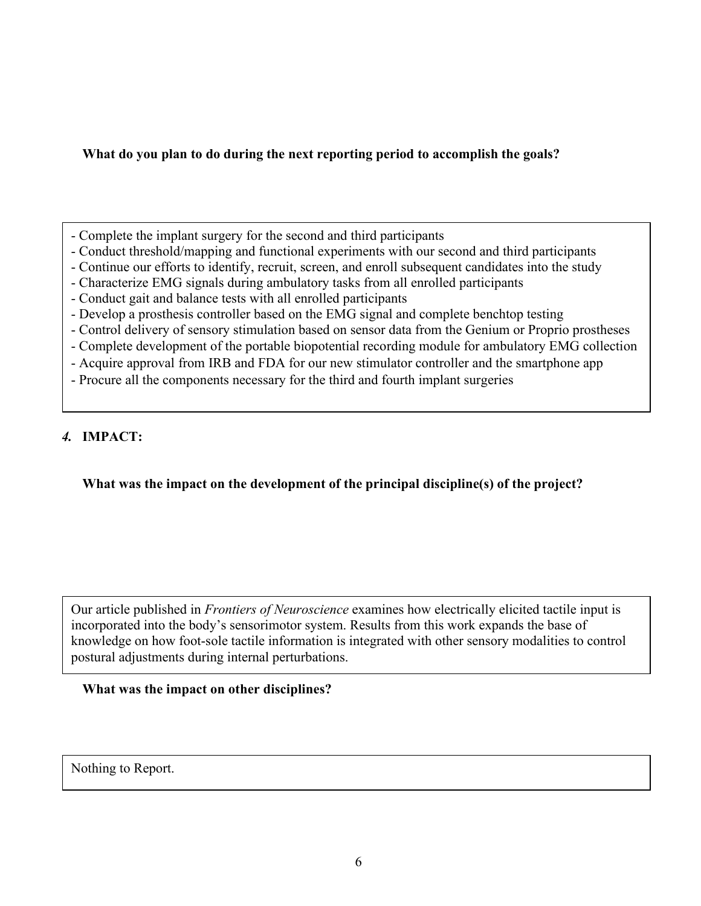**What do you plan to do during the next reporting period to accomplish the goals?**

- Complete the implant surgery for the second and third participants
- Conduct threshold/mapping and functional experiments with our second and third participants
- Continue our efforts to identify, recruit, screen, and enroll subsequent candidates into the study
- Characterize EMG signals during ambulatory tasks from all enrolled participants
- Conduct gait and balance tests with all enrolled participants
- Develop a prosthesis controller based on the EMG signal and complete benchtop testing
- Control delivery of sensory stimulation based on sensor data from the Genium or Proprio prostheses
- Complete development of the portable biopotential recording module for ambulatory EMG collection
- Acquire approval from IRB and FDA for our new stimulator controller and the smartphone app
- Procure all the components necessary for the third and fourth implant surgeries

## *4.* IMPACT:

**What was the impact on the development of the principal discipline(s) of the project?**

Our article published in *Frontiers of Neuroscience* examines how electrically elicited tactile input is incorporated into the body's sensorimotor system. Results from this work expands the base of knowledge on how foot-sole tactile information is integrated with other sensory modalities to control postural adjustments during internal perturbations.

**What was the impact on other disciplines?**

Nothing to Report.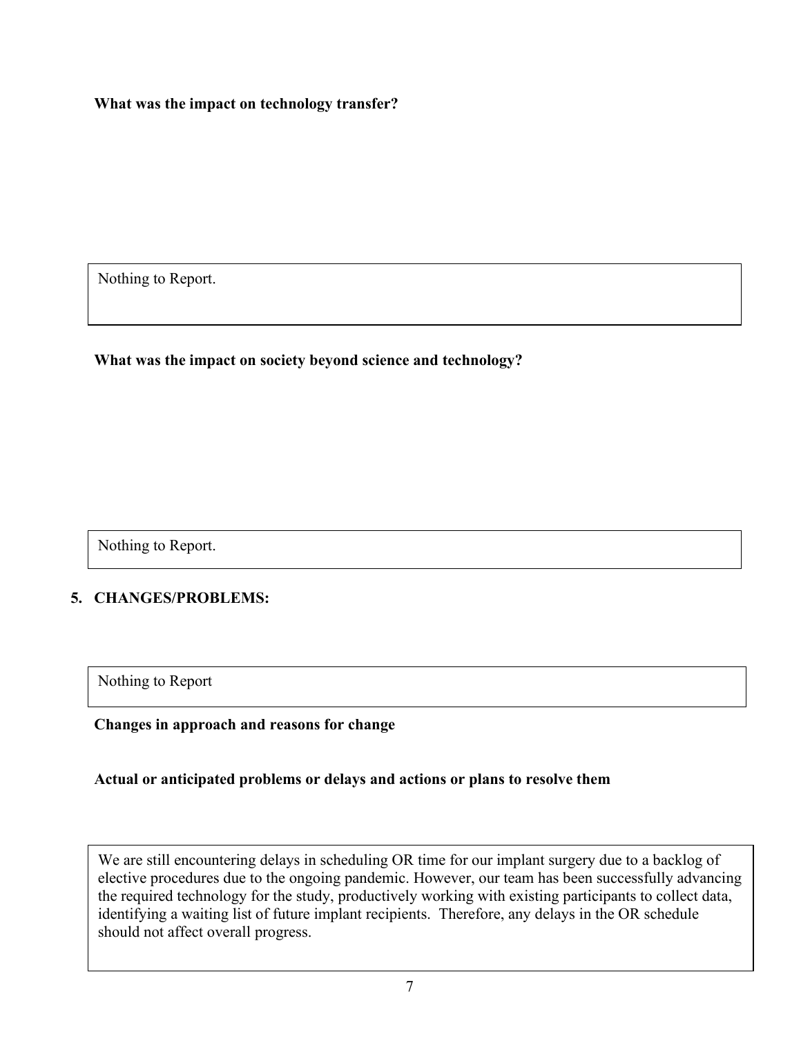**What was the impact on technology transfer?**

Nothing to Report.

**What was the impact on society beyond science and technology?**

Nothing to Report.

**5. CHANGES/PROBLEMS:**

Nothing to Report

**Changes in approach and reasons for change**

**Actual or anticipated problems or delays and actions or plans to resolve them**

We are still encountering delays in scheduling OR time for our implant surgery due to a backlog of elective procedures due to the ongoing pandemic. However, our team has been successfully advancing the required technology for the study, productively working with existing participants to collect data, identifying a waiting list of future implant recipients. Therefore, any delays in the OR schedule should not affect overall progress.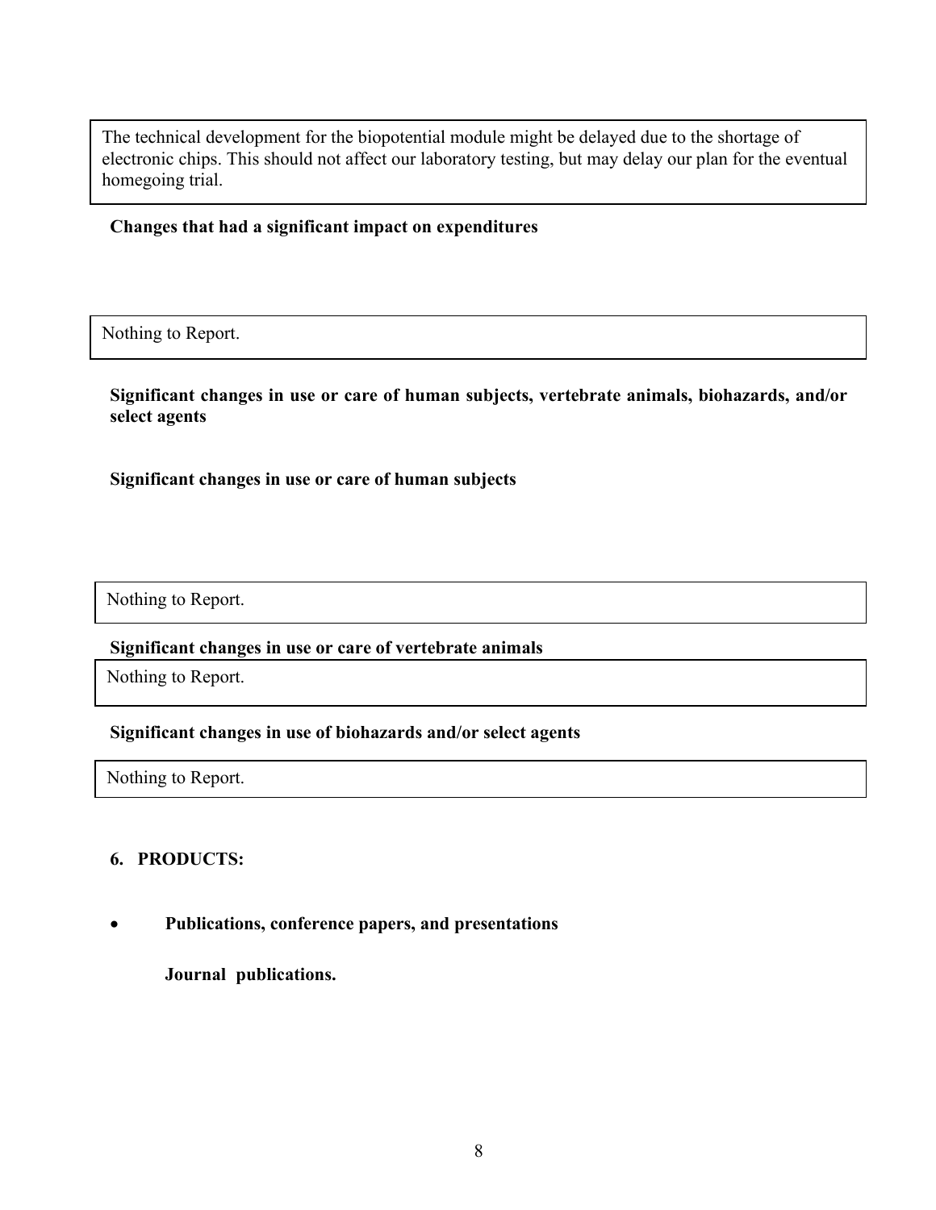The technical development for the biopotential module might be delayed due to the shortage of electronic chips. This should not affect our laboratory testing, but may delay our plan for the eventual homegoing trial.

**Changes that had a significant impact on expenditures**

Nothing to Report.

**Significant changes in use or care of human subjects, vertebrate animals, biohazards, and/or select agents**

**Significant changes in use or care of human subjects**

Nothing to Report.

**Significant changes in use or care of vertebrate animals**

Nothing to Report.

**Significant changes in use of biohazards and/or select agents**

Nothing to Report.

## 6. PRODUCTS:

- **Publications, conference papers, and presentations**

  **Journal publications.**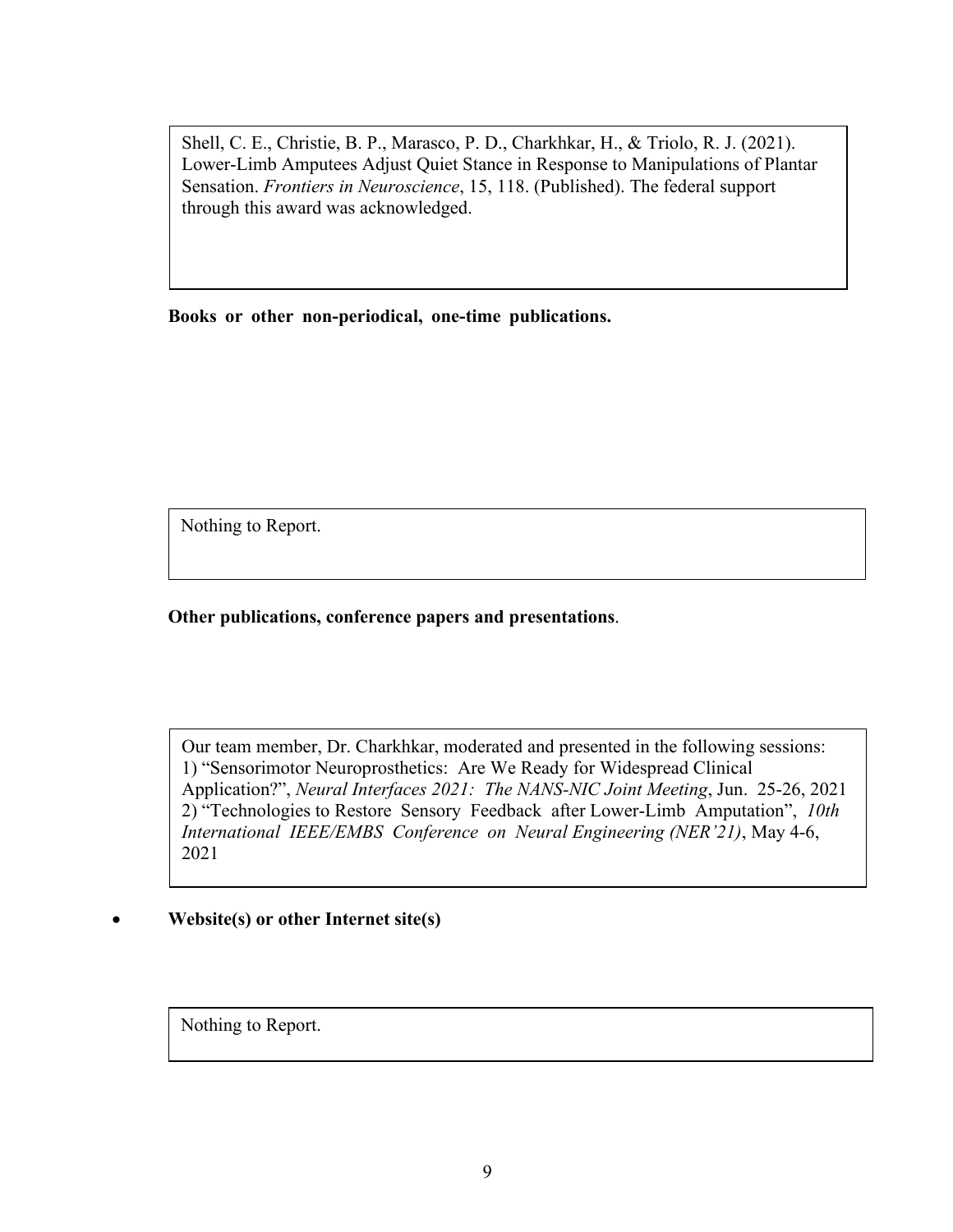Shell, C. E., Christie, B. P., Marasco, P. D., Charkhkar, H., & Triolo, R. J. (2021). Lower-Limb Amputees Adjust Quiet Stance in Response to Manipulations of Plantar Sensation. *Frontiers in Neuroscience*, 15, 118. (Published). The federal support through this award was acknowledged.

**Books or other non-periodical, one-time publications.**

Nothing to Report.

**Other publications, conference papers and presentations**.

Our team member, Dr. Charkhkar, moderated and presented in the following sessions:
1) "Sensorimotor Neuroprosthetics: Are We Ready for Widespread Clinical Application?", *Neural Interfaces 2021: The NANS-NIC Joint Meeting*, Jun. 25-26, 2021
2) "Technologies to Restore Sensory Feedback after Lower-Limb Amputation", *10th International IEEE/EMBS Conference on Neural Engineering (NER'21)*, May 4-6, 2021

- **Website(s) or other Internet site(s)**

Nothing to Report.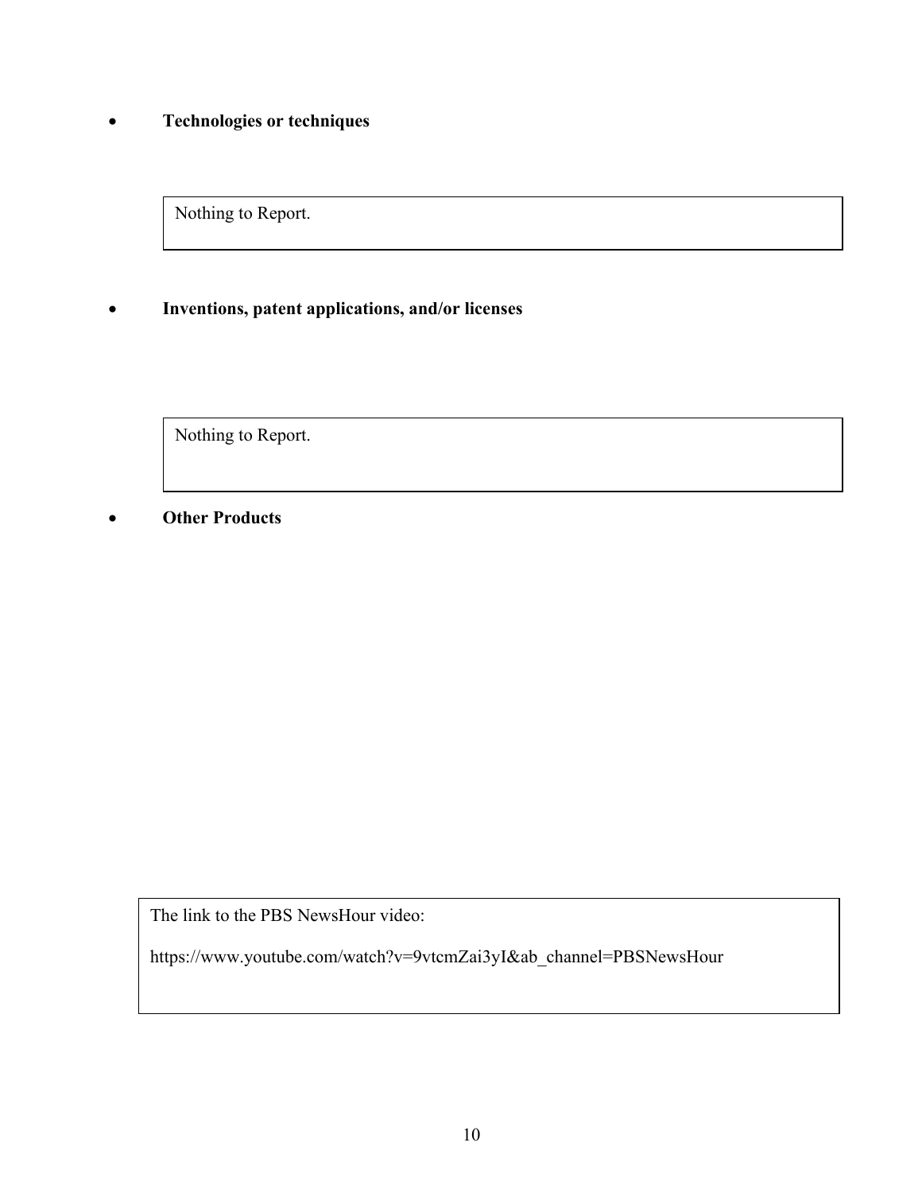- **Technologies or techniques**

Nothing to Report.

- **Inventions, patent applications, and/or licenses**

Nothing to Report.

- **Other Products**

The link to the PBS NewsHour video:

https://www.youtube.com/watch?v=9vtcmZai3yI&ab_channel=PBSNewsHour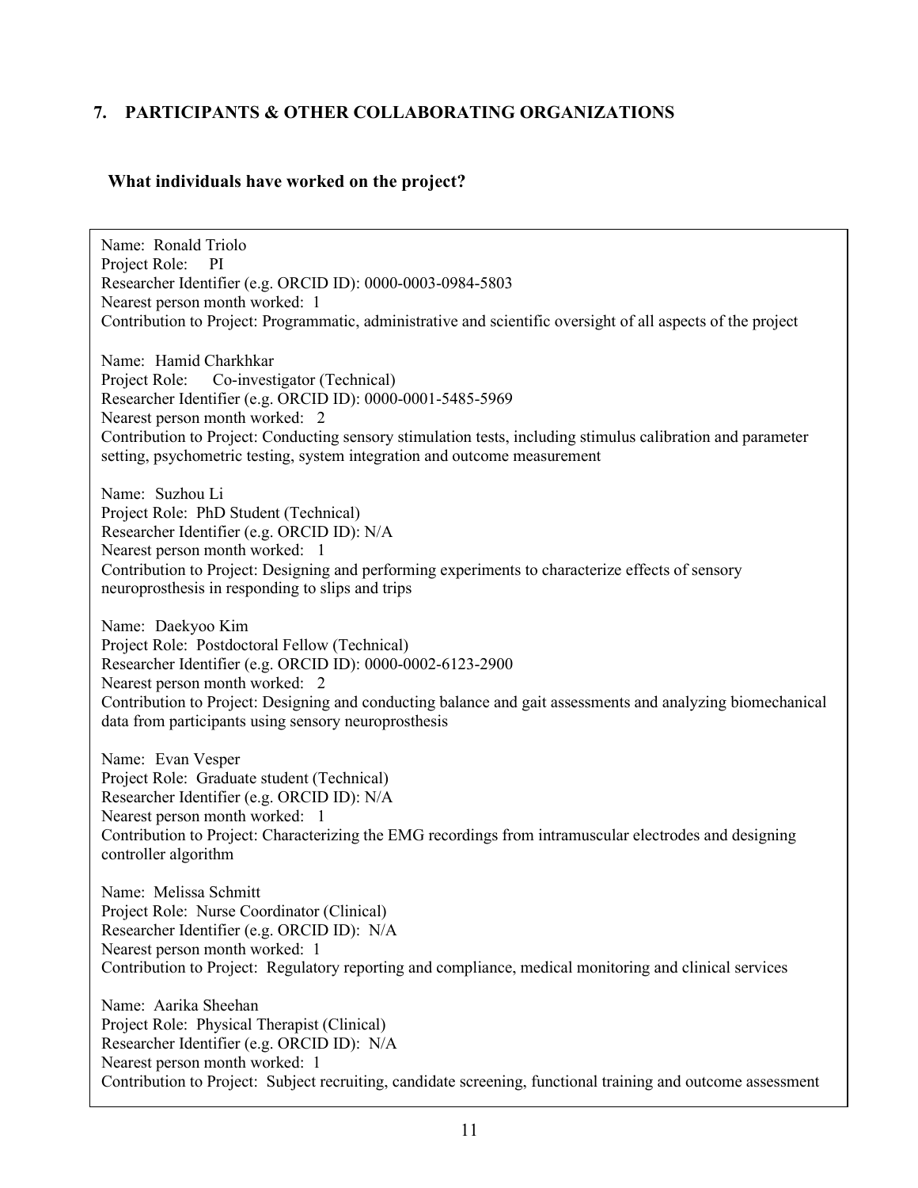## 7. PARTICIPANTS & OTHER COLLABORATING ORGANIZATIONS

### What individuals have worked on the project?

Name: Ronald Triolo
Project Role: PI
Researcher Identifier (e.g. ORCID ID): 0000-0003-0984-5803
Nearest person month worked: 1
Contribution to Project: Programmatic, administrative and scientific oversight of all aspects of the project

Name: Hamid Charkhkar
Project Role: Co-investigator (Technical)
Researcher Identifier (e.g. ORCID ID): 0000-0001-5485-5969
Nearest person month worked: 2
Contribution to Project: Conducting sensory stimulation tests, including stimulus calibration and parameter setting, psychometric testing, system integration and outcome measurement

Name: Suzhou Li
Project Role: PhD Student (Technical)
Researcher Identifier (e.g. ORCID ID): N/A
Nearest person month worked: 1
Contribution to Project: Designing and performing experiments to characterize effects of sensory neuroprosthesis in responding to slips and trips

Name: Daekyoo Kim
Project Role: Postdoctoral Fellow (Technical)
Researcher Identifier (e.g. ORCID ID): 0000-0002-6123-2900
Nearest person month worked: 2
Contribution to Project: Designing and conducting balance and gait assessments and analyzing biomechanical data from participants using sensory neuroprosthesis

Name: Evan Vesper
Project Role: Graduate student (Technical)
Researcher Identifier (e.g. ORCID ID): N/A
Nearest person month worked: 1
Contribution to Project: Characterizing the EMG recordings from intramuscular electrodes and designing controller algorithm

Name: Melissa Schmitt
Project Role: Nurse Coordinator (Clinical)
Researcher Identifier (e.g. ORCID ID): N/A
Nearest person month worked: 1
Contribution to Project: Regulatory reporting and compliance, medical monitoring and clinical services

Name: Aarika Sheehan
Project Role: Physical Therapist (Clinical)
Researcher Identifier (e.g. ORCID ID): N/A
Nearest person month worked: 1
Contribution to Project: Subject recruiting, candidate screening, functional training and outcome assessment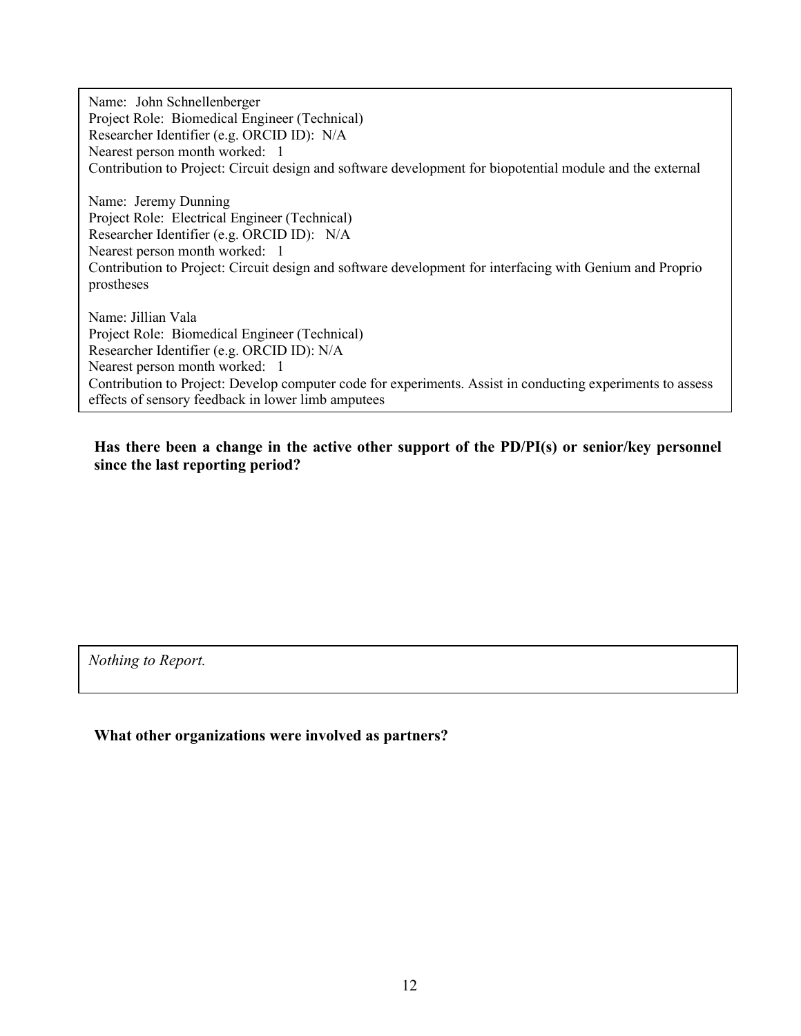Name: John Schnellenberger
Project Role: Biomedical Engineer (Technical)
Researcher Identifier (e.g. ORCID ID): N/A
Nearest person month worked: 1
Contribution to Project: Circuit design and software development for biopotential module and the external

Name: Jeremy Dunning
Project Role: Electrical Engineer (Technical)
Researcher Identifier (e.g. ORCID ID): N/A
Nearest person month worked: 1
Contribution to Project: Circuit design and software development for interfacing with Genium and Proprio prostheses

Name: Jillian Vala
Project Role: Biomedical Engineer (Technical)
Researcher Identifier (e.g. ORCID ID): N/A
Nearest person month worked: 1
Contribution to Project: Develop computer code for experiments. Assist in conducting experiments to assess effects of sensory feedback in lower limb amputees

**Has there been a change in the active other support of the PD/PI(s) or senior/key personnel since the last reporting period?**

*Nothing to Report.*

**What other organizations were involved as partners?**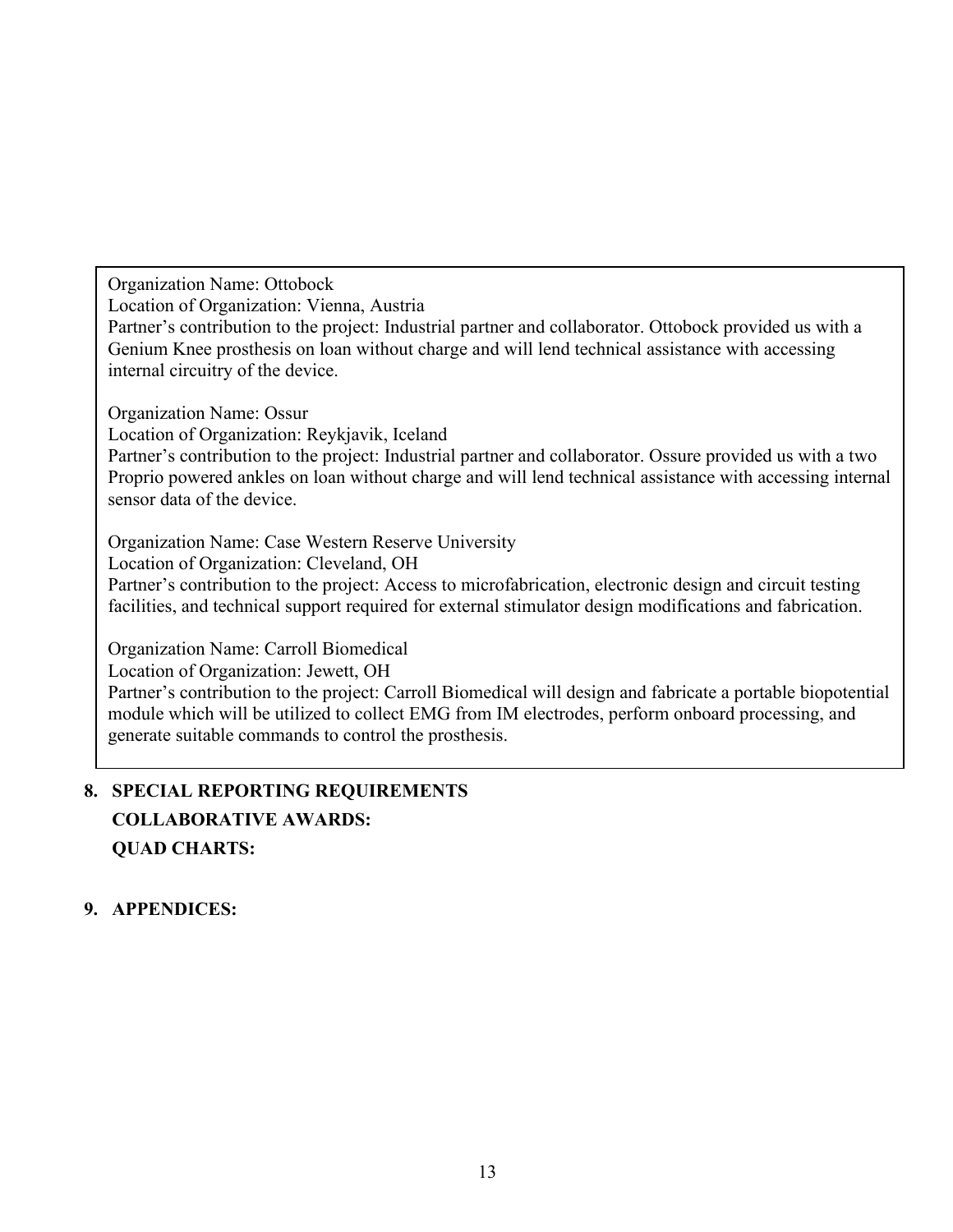Organization Name: Ottobock
Location of Organization: Vienna, Austria
Partner's contribution to the project: Industrial partner and collaborator. Ottobock provided us with a Genium Knee prosthesis on loan without charge and will lend technical assistance with accessing internal circuitry of the device.

Organization Name: Ossur
Location of Organization: Reykjavik, Iceland
Partner's contribution to the project: Industrial partner and collaborator. Ossure provided us with a two Proprio powered ankles on loan without charge and will lend technical assistance with accessing internal sensor data of the device.

Organization Name: Case Western Reserve University
Location of Organization: Cleveland, OH
Partner's contribution to the project: Access to microfabrication, electronic design and circuit testing facilities, and technical support required for external stimulator design modifications and fabrication.

Organization Name: Carroll Biomedical
Location of Organization: Jewett, OH
Partner's contribution to the project: Carroll Biomedical will design and fabricate a portable biopotential module which will be utilized to collect EMG from IM electrodes, perform onboard processing, and generate suitable commands to control the prosthesis.

## 8. SPECIAL REPORTING REQUIREMENTS

**COLLABORATIVE AWARDS:**

**QUAD CHARTS:**

## 9. APPENDICES: